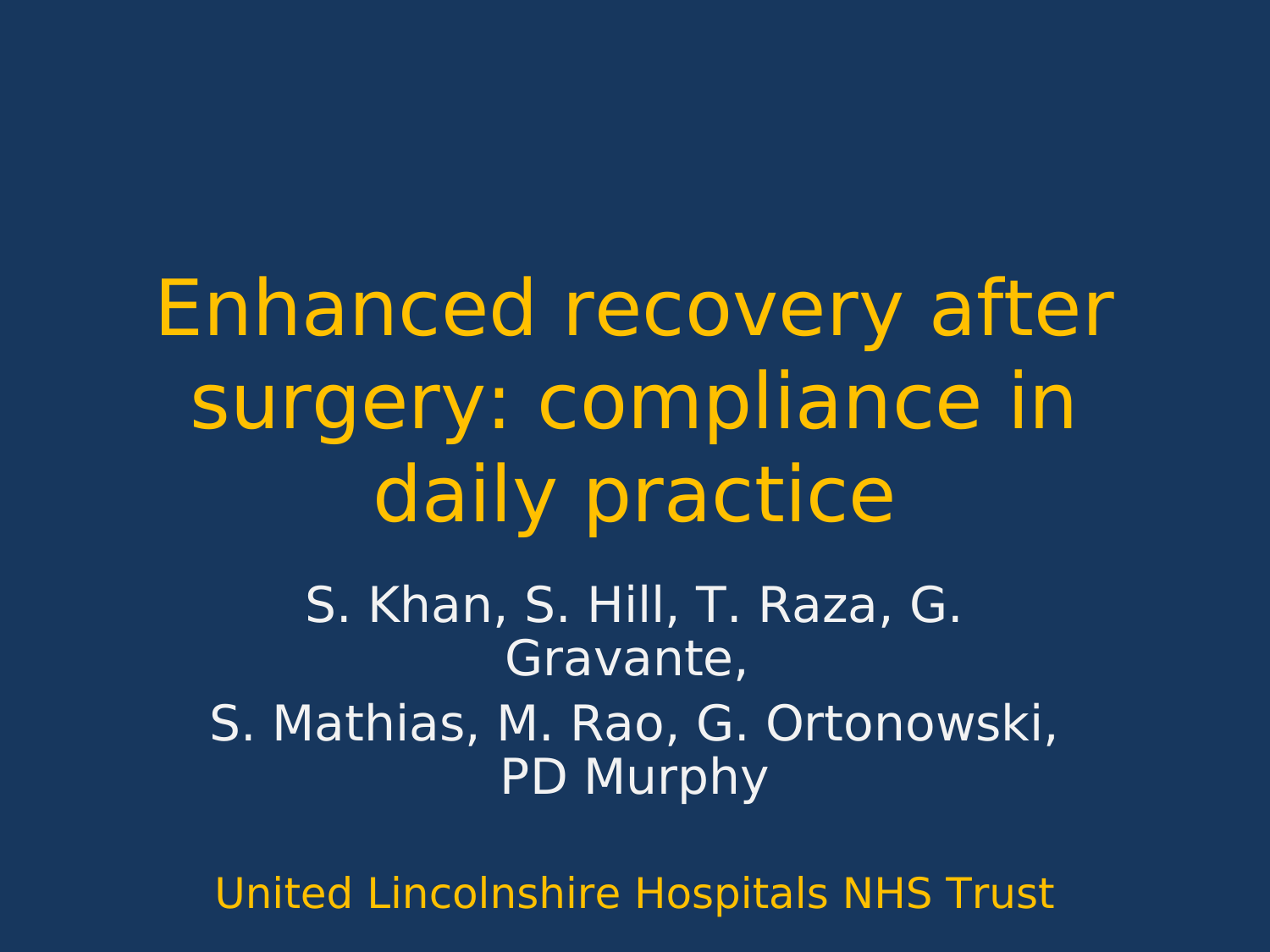# Enhanced recovery after surgery: compliance in daily practice

S. Khan, S. Hill, T. Raza, G. Gravante,

S. Mathias, M. Rao, G. Ortonowski, PD Murphy

United Lincolnshire Hospitals NHS Trust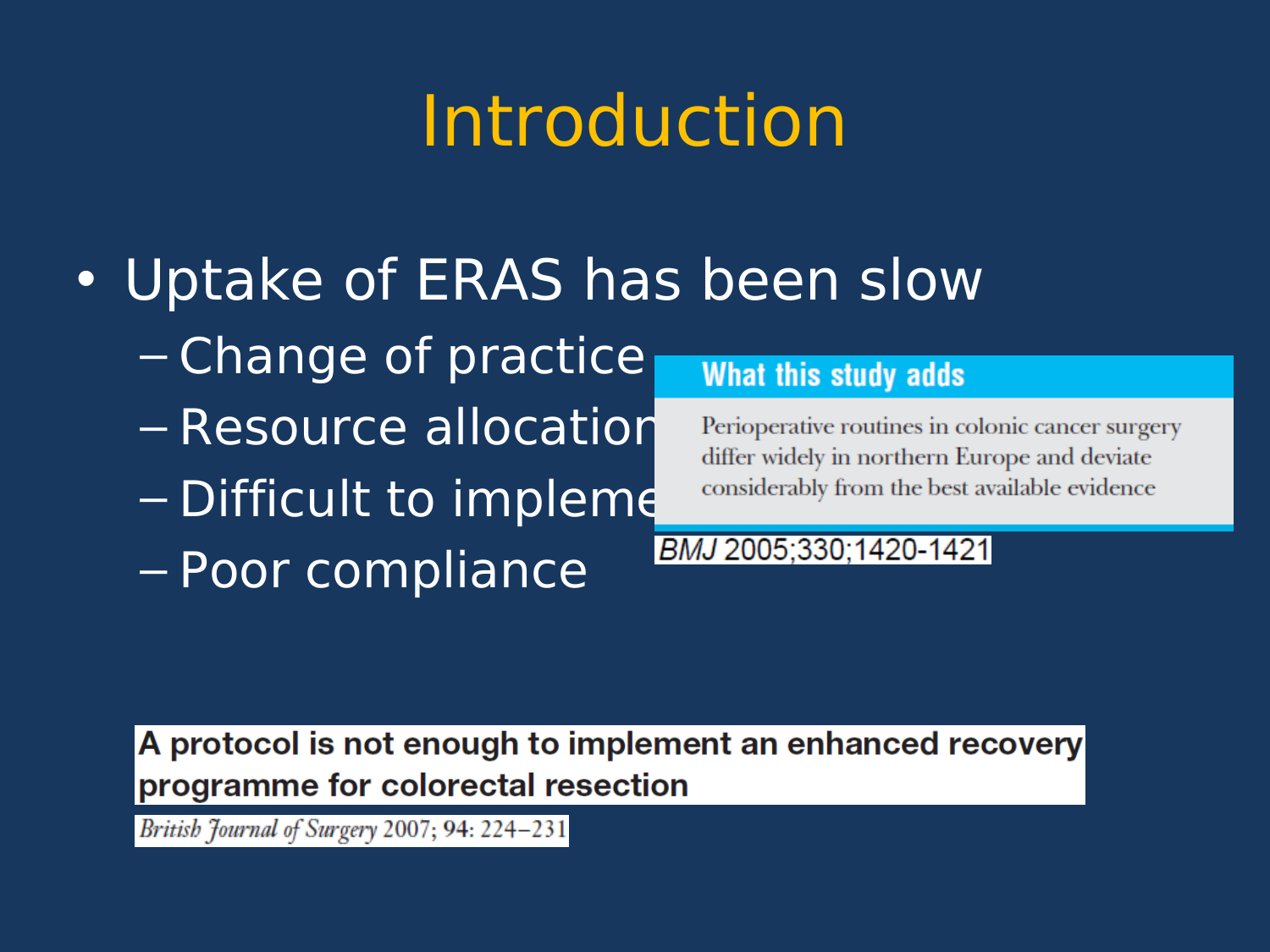# Introduction

- Uptake of ERAS has been slow
  - Change of practice
  - Resource allocation
  - Difficult to impleme
  - Poor compliance

**What this study adds**

Perioperative routines in colonic cancer surgery differ widely in northern Europe and deviate considerably from the best available evidence

*BMJ* 2005;330;1420-1421

**A protocol is not enough to implement an enhanced recovery programme for colorectal resection**

*British Journal of Surgery* 2007; **94**: 224–231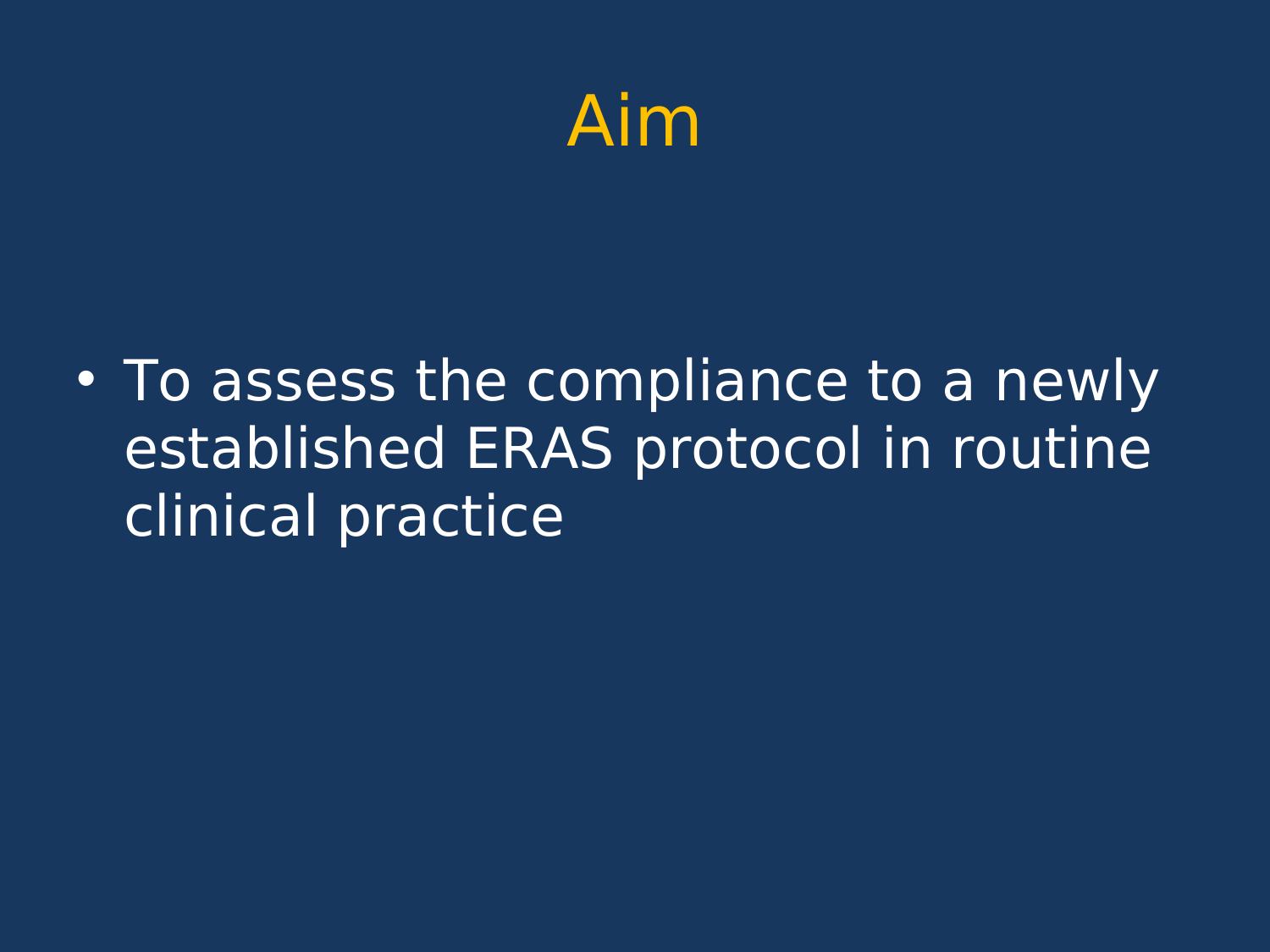# Aim

- To assess the compliance to a newly established ERAS protocol in routine clinical practice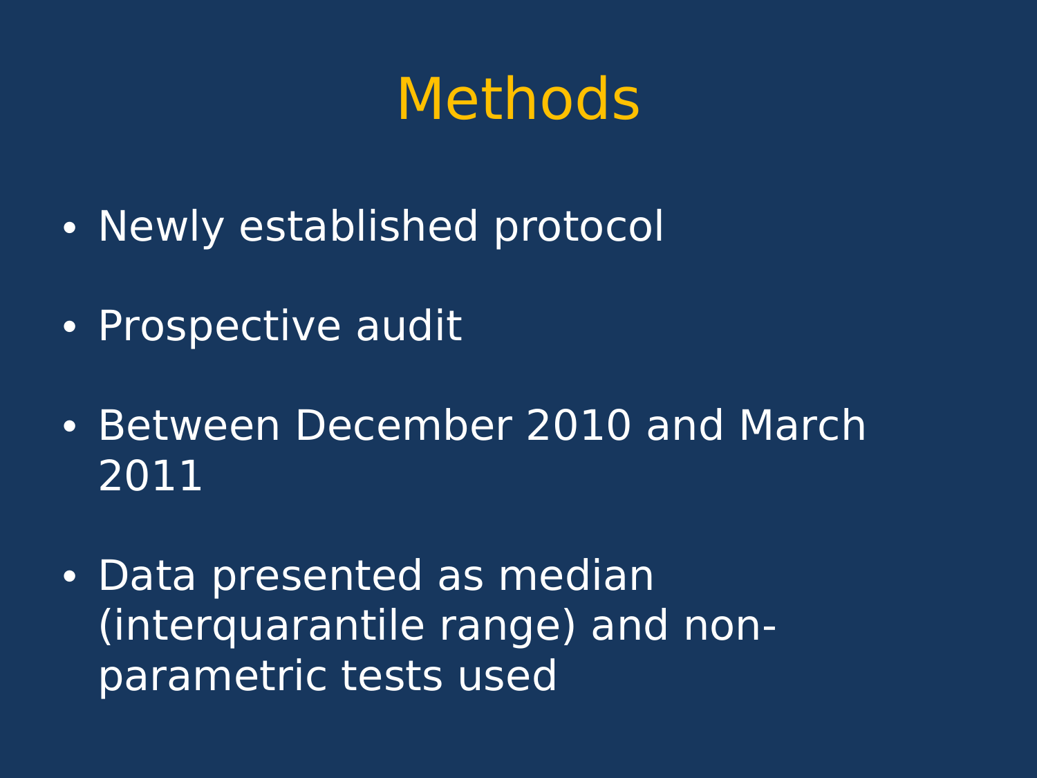# Methods

- Newly established protocol
- Prospective audit
- Between December 2010 and March 2011
- Data presented as median (interquarantile range) and non-parametric tests used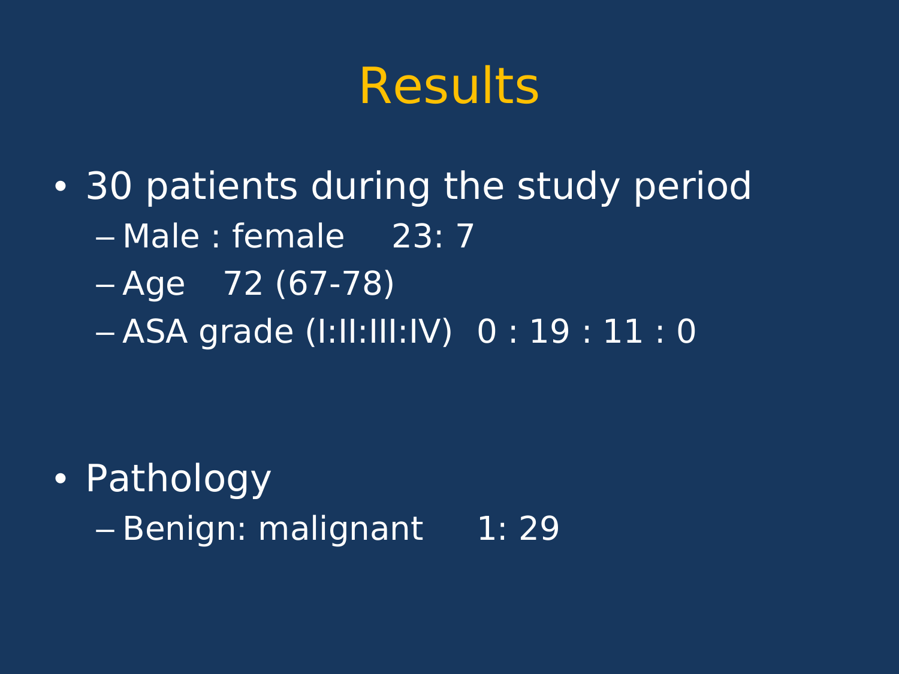# Results

- 30 patients during the study period
  - Male : female 23: 7
  - Age 72 (67-78)
  - ASA grade (I:II:III:IV) 0 : 19 : 11 : 0

- Pathology
  - Benign: malignant 1: 29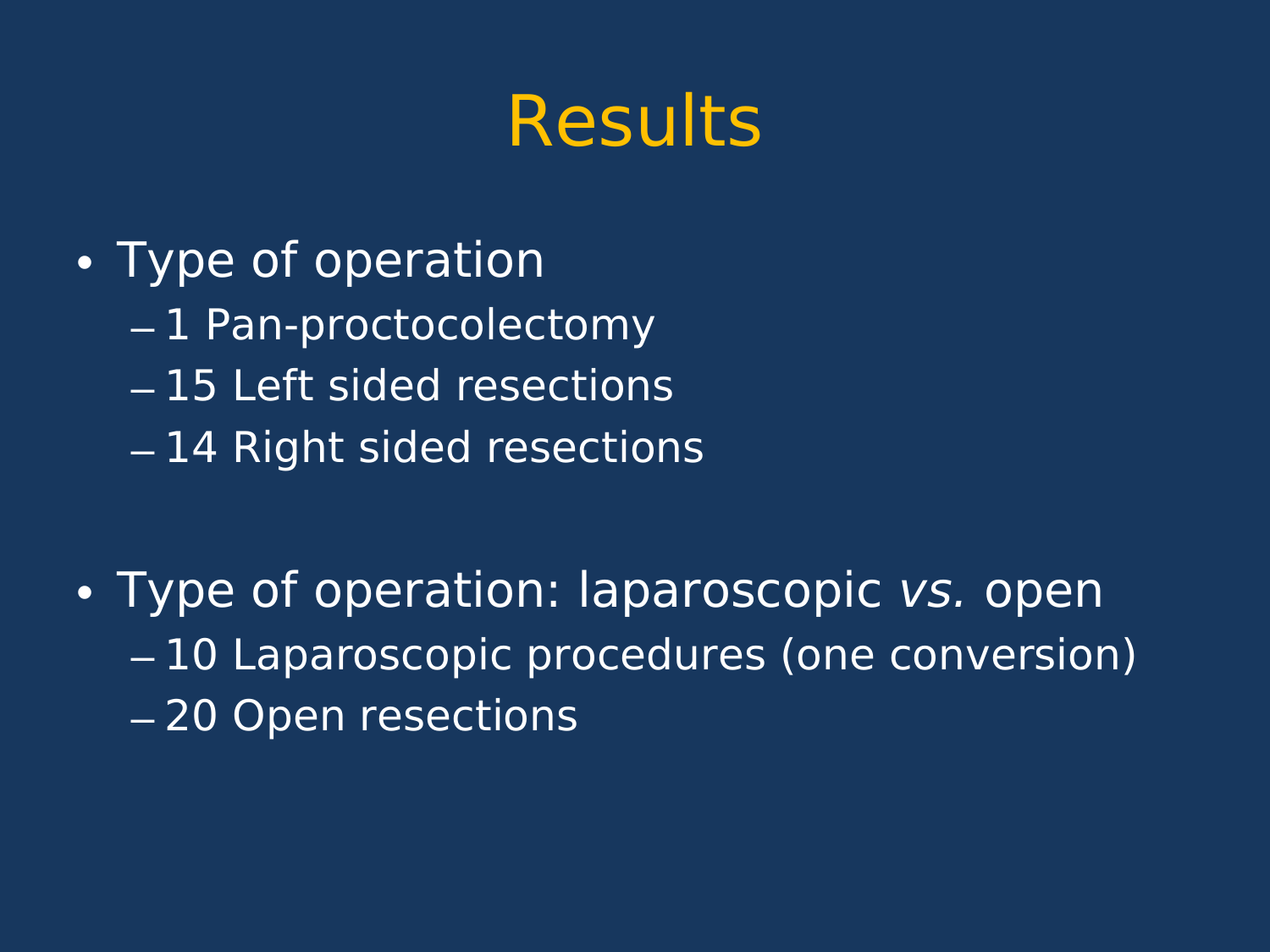# Results

- Type of operation
  - 1 Pan-proctocolectomy
  - 15 Left sided resections
  - 14 Right sided resections

- Type of operation: laparoscopic *vs.* open
  - 10 Laparoscopic procedures (one conversion)
  - 20 Open resections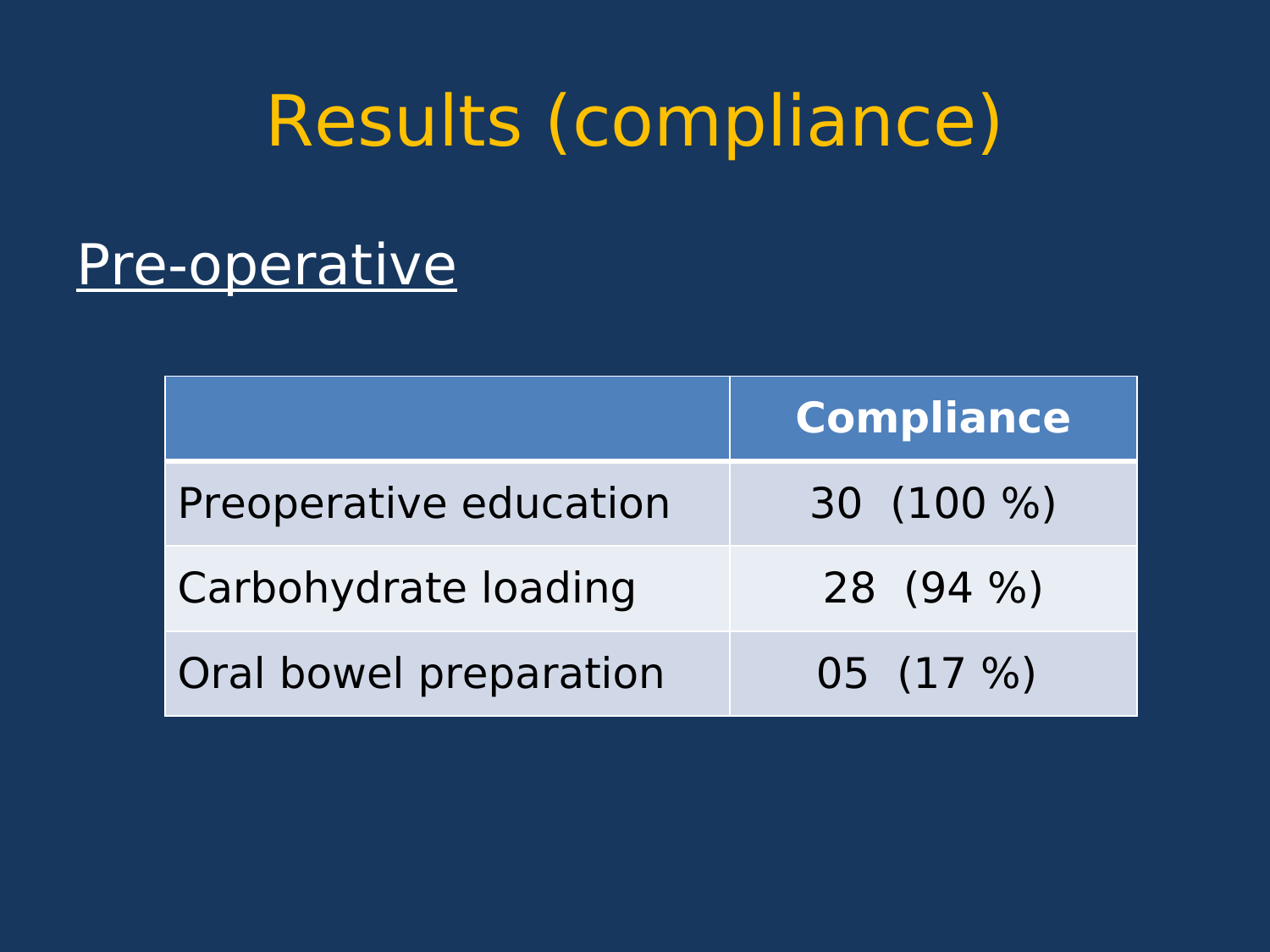# Results (compliance)

## Pre-operative

| | Compliance |
|---|---|
| Preoperative education | 30 (100 %) |
| Carbohydrate loading | 28 (94 %) |
| Oral bowel preparation | 05 (17 %) |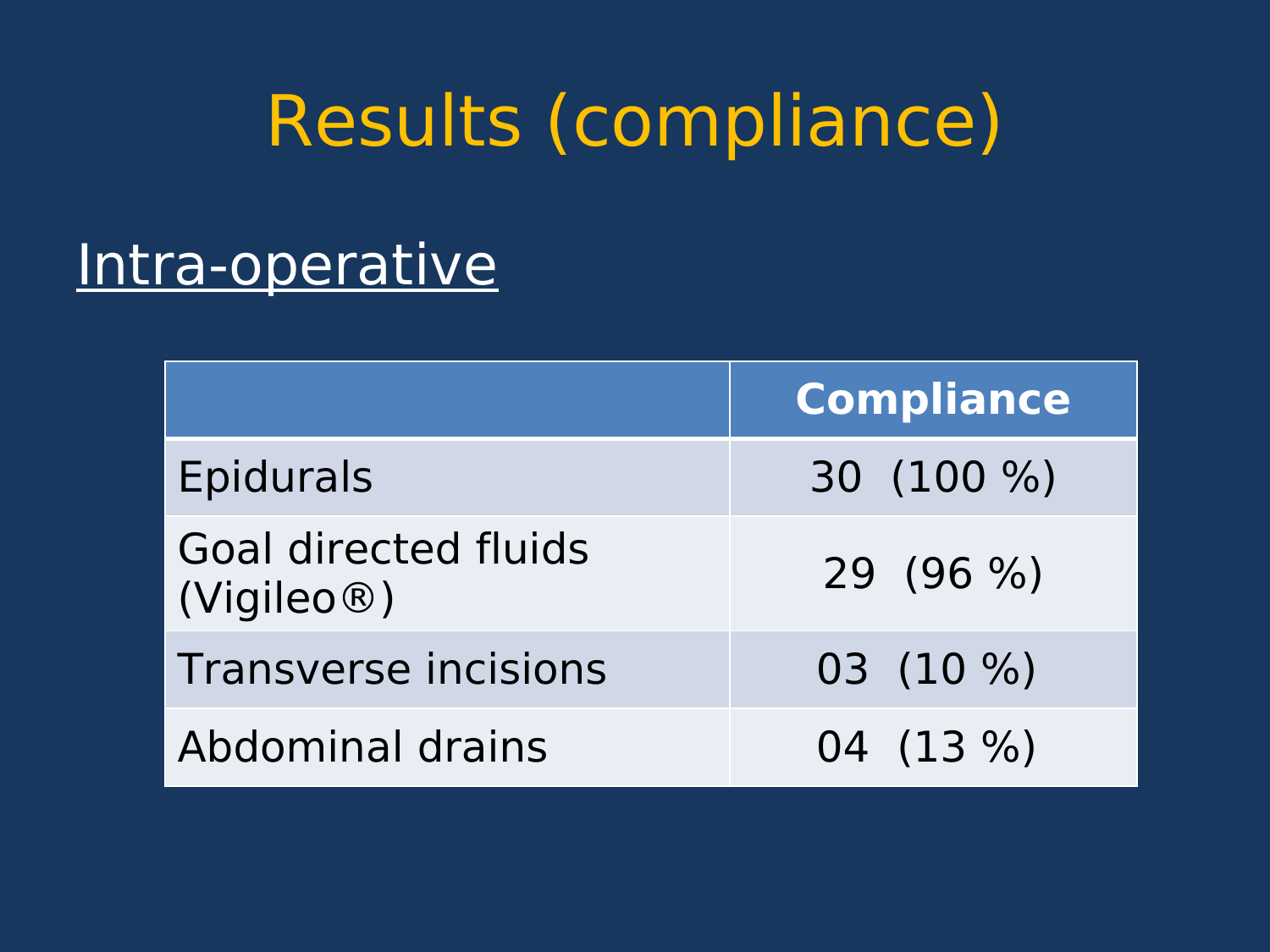# Results (compliance)

## Intra-operative

| | **Compliance** |
|---|---|
| Epidurals | 30 (100 %) |
| Goal directed fluids (Vigileo®) | 29 (96 %) |
| Transverse incisions | 03 (10 %) |
| Abdominal drains | 04 (13 %) |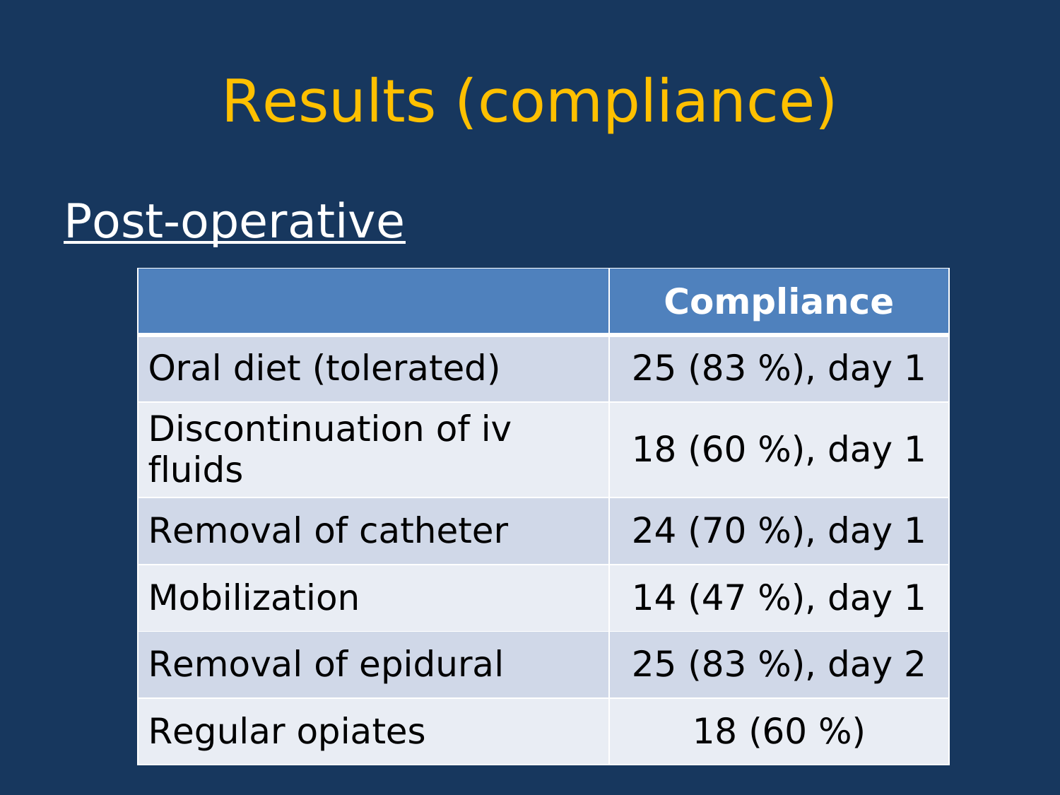# Results (compliance)

## Post-operative

| | **Compliance** |
|---|---|
| Oral diet (tolerated) | 25 (83 %), day 1 |
| Discontinuation of iv fluids | 18 (60 %), day 1 |
| Removal of catheter | 24 (70 %), day 1 |
| Mobilization | 14 (47 %), day 1 |
| Removal of epidural | 25 (83 %), day 2 |
| Regular opiates | 18 (60 %) |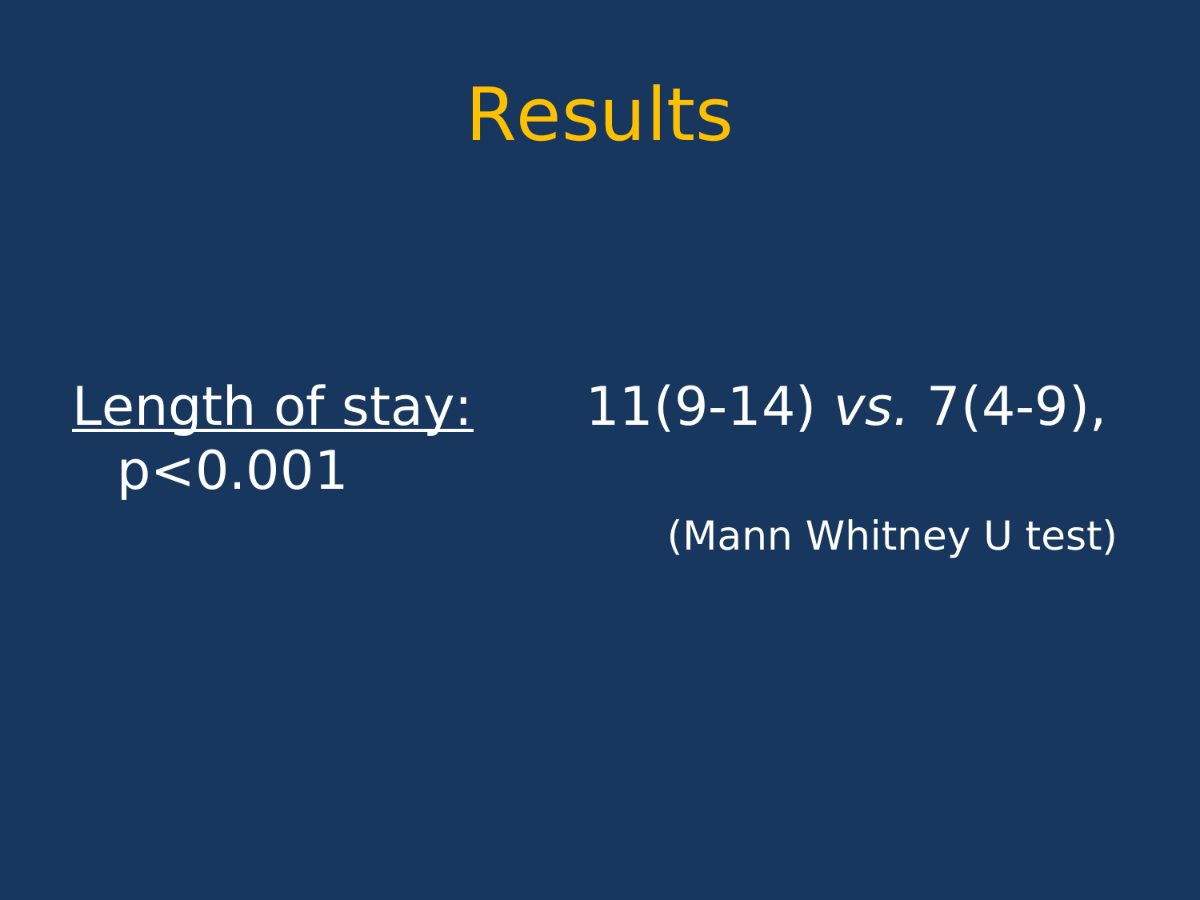# Results

Length of stay: 11(9-14) *vs.* 7(4-9), $p<0.001$

(Mann Whitney U test)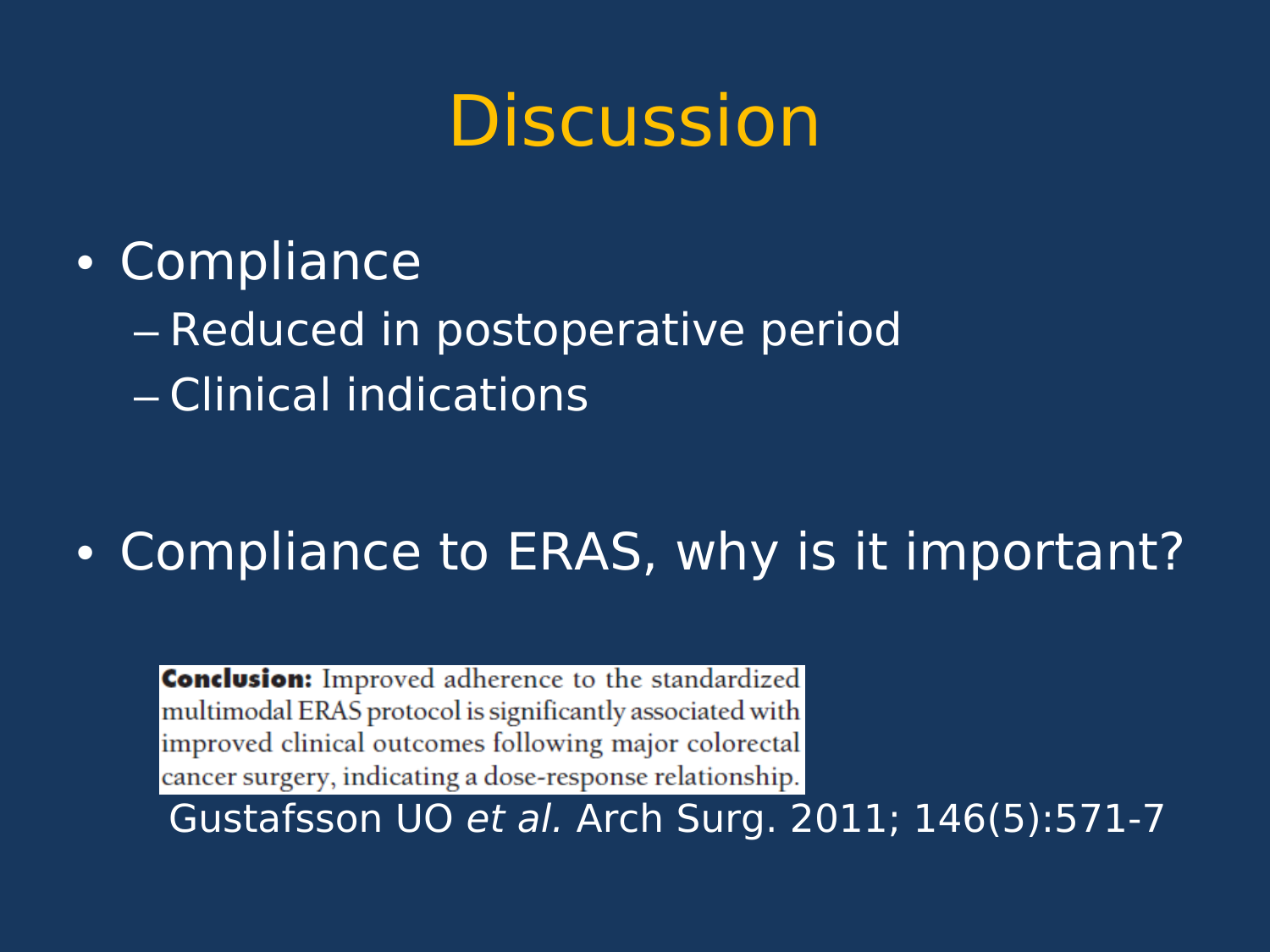# Discussion

- Compliance
  - Reduced in postoperative period
  - Clinical indications

- Compliance to ERAS, why is it important?

**Conclusion:** Improved adherence to the standardized multimodal ERAS protocol is significantly associated with improved clinical outcomes following major colorectal cancer surgery, indicating a dose-response relationship.

Gustafsson UO *et al.* Arch Surg. 2011; 146(5):571-7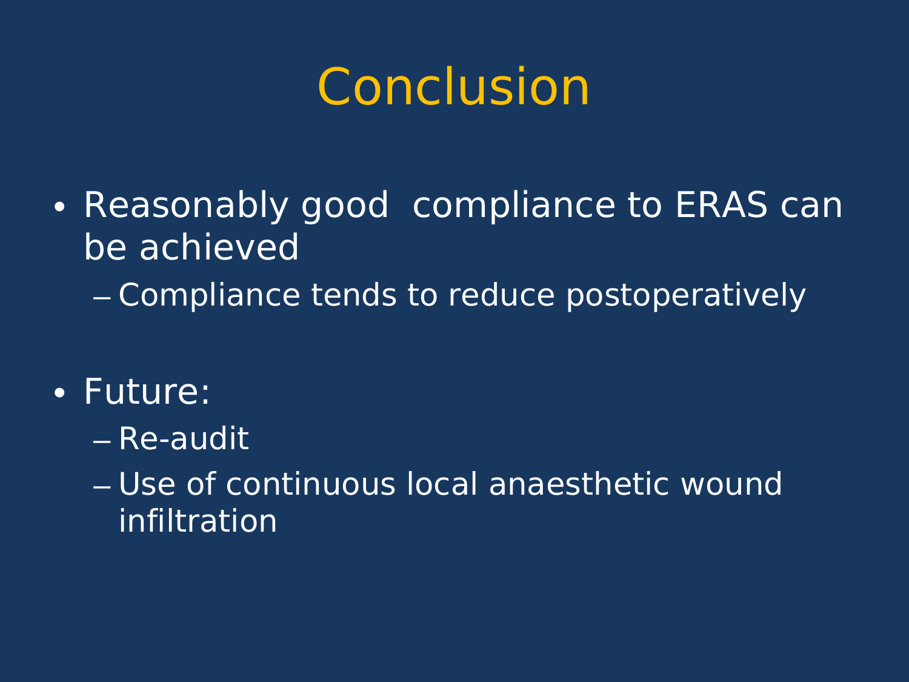# Conclusion

- Reasonably good  compliance to ERAS can be achieved
  - Compliance tends to reduce postoperatively

- Future:
  - Re-audit
  - Use of continuous local anaesthetic wound infiltration